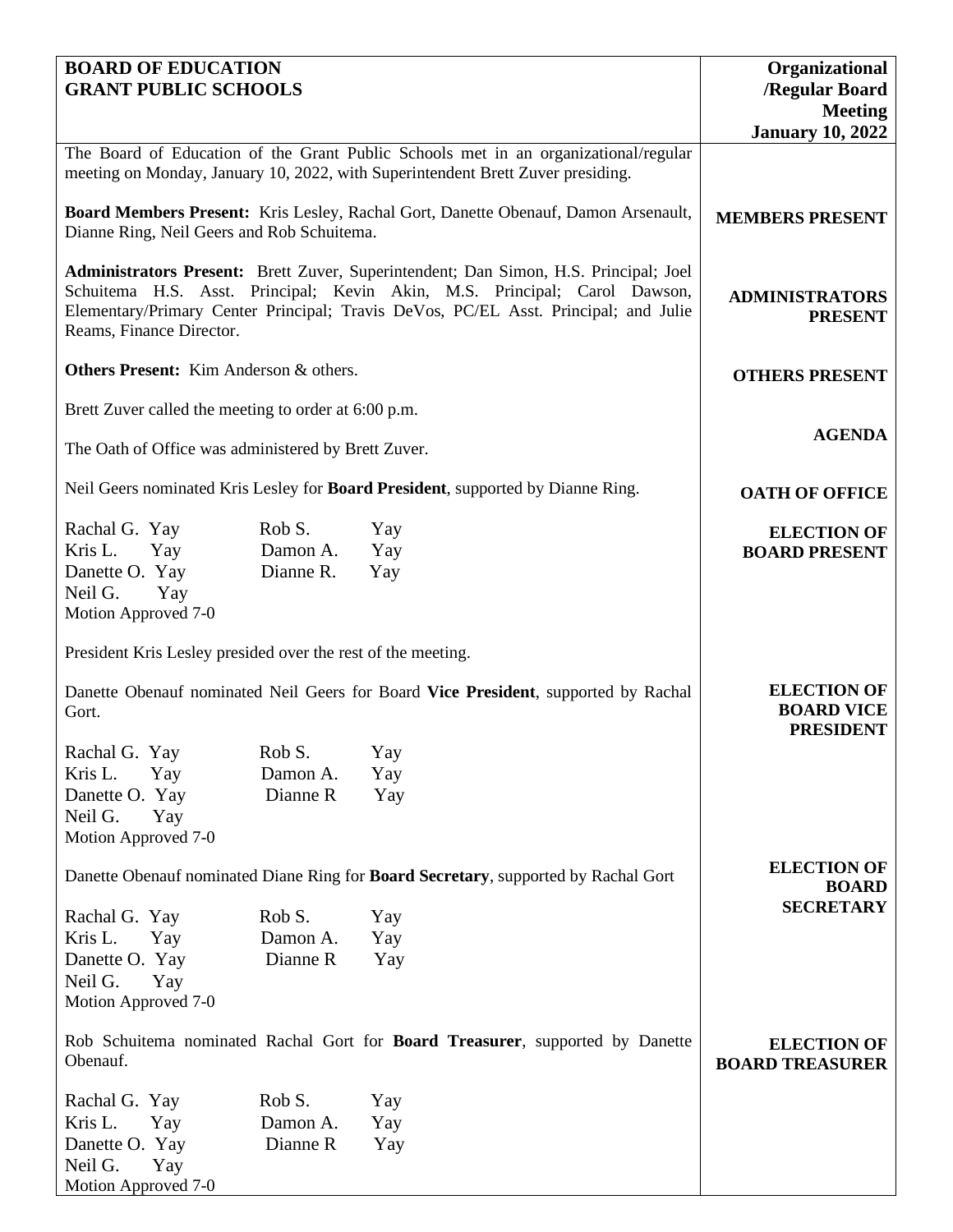**BOARD OF EDUCATION**
**GRANT PUBLIC SCHOOLS**

**Organizational /Regular Board Meeting**
**January 10, 2022**

The Board of Education of the Grant Public Schools met in an organizational/regular meeting on Monday, January 10, 2022, with Superintendent Brett Zuver presiding.

**MEMBERS PRESENT**

**Board Members Present:** Kris Lesley, Rachal Gort, Danette Obenauf, Damon Arsenault, Dianne Ring, Neil Geers and Rob Schuitema.

**ADMINISTRATORS PRESENT**

**Administrators Present:** Brett Zuver, Superintendent; Dan Simon, H.S. Principal; Joel Schuitema H.S. Asst. Principal; Kevin Akin, M.S. Principal; Carol Dawson, Elementary/Primary Center Principal; Travis DeVos, PC/EL Asst. Principal; and Julie Reams, Finance Director.

**OTHERS PRESENT**

**Others Present:** Kim Anderson & others.

**AGENDA**

Brett Zuver called the meeting to order at 6:00 p.m.

**OATH OF OFFICE**

The Oath of Office was administered by Brett Zuver.

**ELECTION OF BOARD PRESENT**

Neil Geers nominated Kris Lesley for **Board President**, supported by Dianne Ring.

Rachal G. Yay &nbsp;&nbsp; Rob S. Yay
Kris L. Yay &nbsp;&nbsp; Damon A. Yay
Danette O. Yay &nbsp;&nbsp; Dianne R. Yay
Neil G. Yay
Motion Approved 7-0

President Kris Lesley presided over the rest of the meeting.

**ELECTION OF BOARD VICE PRESIDENT**

Danette Obenauf nominated Neil Geers for Board **Vice President**, supported by Rachal Gort.

Rachal G. Yay &nbsp;&nbsp; Rob S. Yay
Kris L. Yay &nbsp;&nbsp; Damon A. Yay
Danette O. Yay &nbsp;&nbsp; Dianne R Yay
Neil G. Yay
Motion Approved 7-0

**ELECTION OF BOARD SECRETARY**

Danette Obenauf nominated Diane Ring for **Board Secretary**, supported by Rachal Gort

Rachal G. Yay &nbsp;&nbsp; Rob S. Yay
Kris L. Yay &nbsp;&nbsp; Damon A. Yay
Danette O. Yay &nbsp;&nbsp; Dianne R Yay
Neil G. Yay
Motion Approved 7-0

**ELECTION OF BOARD TREASURER**

Rob Schuitema nominated Rachal Gort for **Board Treasurer**, supported by Danette Obenauf.

Rachal G. Yay &nbsp;&nbsp; Rob S. Yay
Kris L. Yay &nbsp;&nbsp; Damon A. Yay
Danette O. Yay &nbsp;&nbsp; Dianne R Yay
Neil G. Yay
Motion Approved 7-0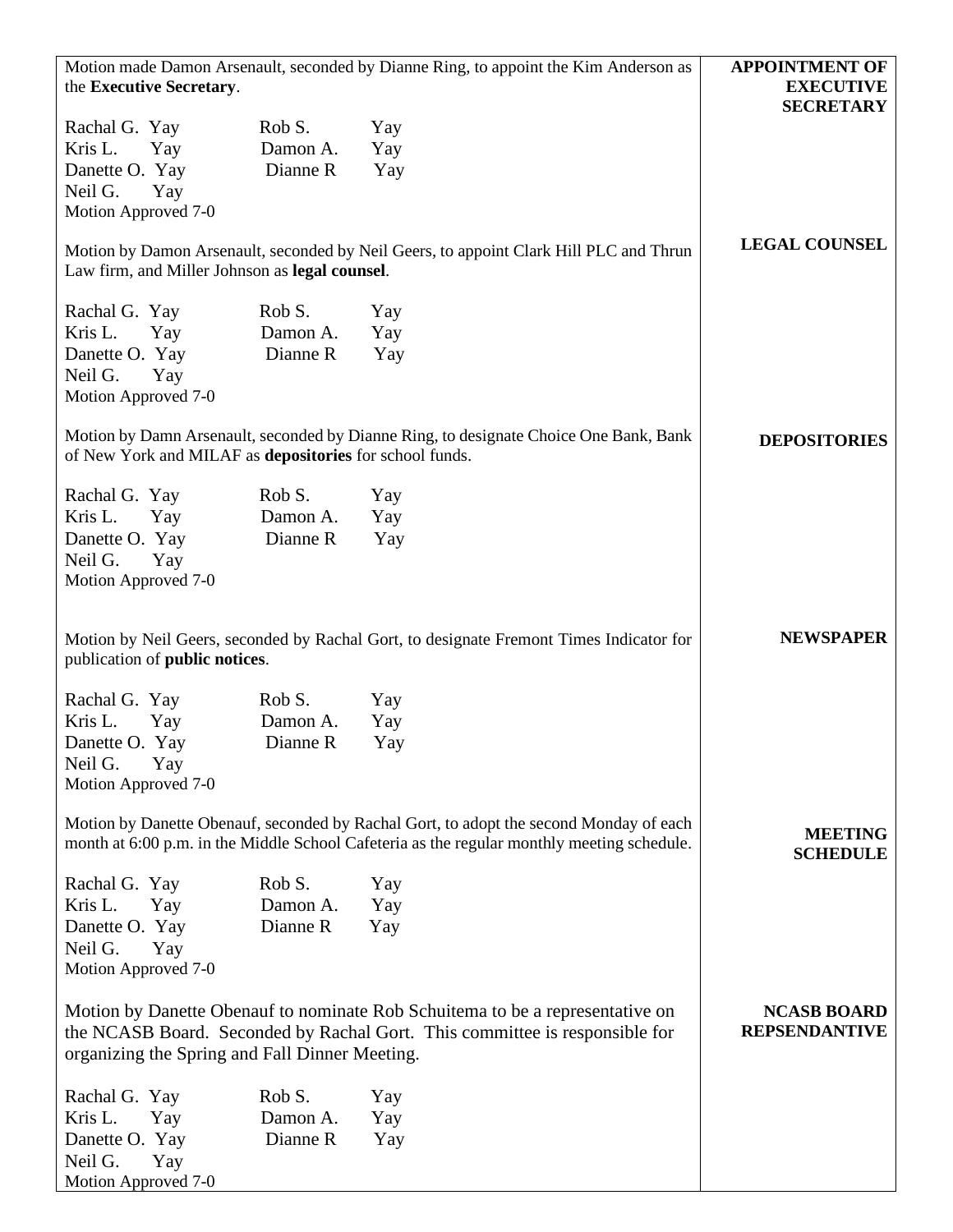**APPOINTMENT OF EXECUTIVE SECRETARY**

Motion made Damon Arsenault, seconded by Dianne Ring, to appoint the Kim Anderson as the **Executive Secretary**.

| | | | |
|---|---|---|---|
| Rachal G. | Yay | Rob S. | Yay |
| Kris L. | Yay | Damon A. | Yay |
| Danette O. | Yay | Dianne R | Yay |
| Neil G. | Yay | | |

Motion Approved 7-0

**LEGAL COUNSEL**

Motion by Damon Arsenault, seconded by Neil Geers, to appoint Clark Hill PLC and Thrun Law firm, and Miller Johnson as **legal counsel**.

| | | | |
|---|---|---|---|
| Rachal G. | Yay | Rob S. | Yay |
| Kris L. | Yay | Damon A. | Yay |
| Danette O. | Yay | Dianne R | Yay |
| Neil G. | Yay | | |

Motion Approved 7-0

**DEPOSITORIES**

Motion by Damn Arsenault, seconded by Dianne Ring, to designate Choice One Bank, Bank of New York and MILAF as **depositories** for school funds.

| | | | |
|---|---|---|---|
| Rachal G. | Yay | Rob S. | Yay |
| Kris L. | Yay | Damon A. | Yay |
| Danette O. | Yay | Dianne R | Yay |
| Neil G. | Yay | | |

Motion Approved 7-0

**NEWSPAPER**

Motion by Neil Geers, seconded by Rachal Gort, to designate Fremont Times Indicator for publication of **public notices**.

| | | | |
|---|---|---|---|
| Rachal G. | Yay | Rob S. | Yay |
| Kris L. | Yay | Damon A. | Yay |
| Danette O. | Yay | Dianne R | Yay |
| Neil G. | Yay | | |

Motion Approved 7-0

**MEETING SCHEDULE**

Motion by Danette Obenauf, seconded by Rachal Gort, to adopt the second Monday of each month at 6:00 p.m. in the Middle School Cafeteria as the regular monthly meeting schedule.

| | | | |
|---|---|---|---|
| Rachal G. | Yay | Rob S. | Yay |
| Kris L. | Yay | Damon A. | Yay |
| Danette O. | Yay | Dianne R | Yay |
| Neil G. | Yay | | |

Motion Approved 7-0

**NCASB BOARD REPSENDANTIVE**

Motion by Danette Obenauf to nominate Rob Schuitema to be a representative on the NCASB Board. Seconded by Rachal Gort. This committee is responsible for organizing the Spring and Fall Dinner Meeting.

| | | | |
|---|---|---|---|
| Rachal G. | Yay | Rob S. | Yay |
| Kris L. | Yay | Damon A. | Yay |
| Danette O. | Yay | Dianne R | Yay |
| Neil G. | Yay | | |

Motion Approved 7-0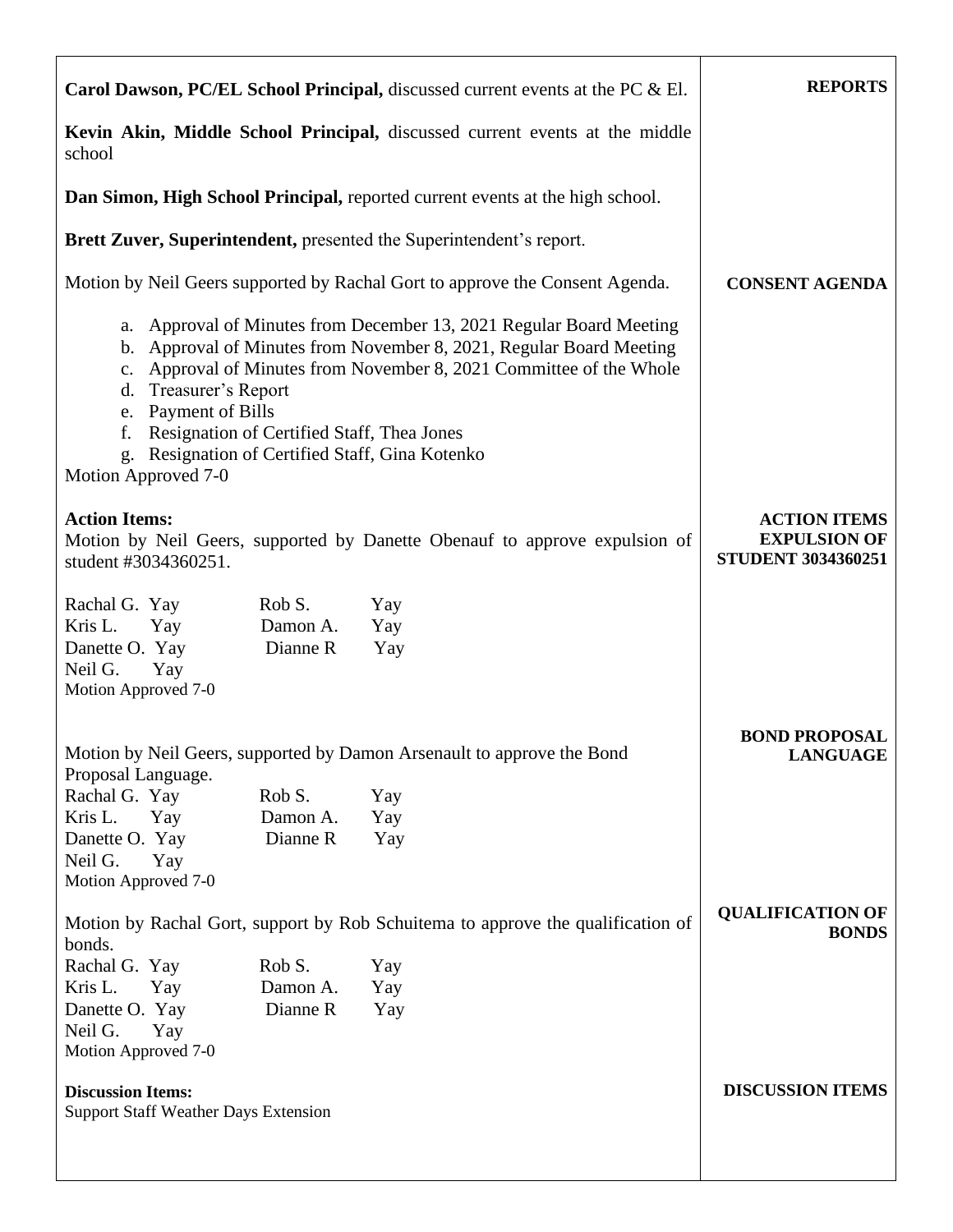**REPORTS**

**Carol Dawson, PC/EL School Principal,** discussed current events at the PC & El.

**Kevin Akin, Middle School Principal,** discussed current events at the middle school

**Dan Simon, High School Principal,** reported current events at the high school.

**Brett Zuver, Superintendent,** presented the Superintendent's report.

**CONSENT AGENDA**

Motion by Neil Geers supported by Rachal Gort to approve the Consent Agenda.

a. Approval of Minutes from December 13, 2021 Regular Board Meeting
b. Approval of Minutes from November 8, 2021, Regular Board Meeting
c. Approval of Minutes from November 8, 2021 Committee of the Whole
d. Treasurer's Report
e. Payment of Bills
f. Resignation of Certified Staff, Thea Jones
g. Resignation of Certified Staff, Gina Kotenko

Motion Approved 7-0

**ACTION ITEMS**
**EXPULSION OF STUDENT 3034360251**

**Action Items:**
Motion by Neil Geers, supported by Danette Obenauf to approve expulsion of student #3034360251.

Rachal G. Yay  Rob S. Yay
Kris L. Yay  Damon A. Yay
Danette O. Yay  Dianne R Yay
Neil G. Yay
Motion Approved 7-0

**BOND PROPOSAL LANGUAGE**

Motion by Neil Geers, supported by Damon Arsenault to approve the Bond Proposal Language.

Rachal G. Yay  Rob S. Yay
Kris L. Yay  Damon A. Yay
Danette O. Yay  Dianne R Yay
Neil G. Yay
Motion Approved 7-0

**QUALIFICATION OF BONDS**

Motion by Rachal Gort, support by Rob Schuitema to approve the qualification of bonds.

Rachal G. Yay  Rob S. Yay
Kris L. Yay  Damon A. Yay
Danette O. Yay  Dianne R Yay
Neil G. Yay
Motion Approved 7-0

**DISCUSSION ITEMS**

**Discussion Items:**
Support Staff Weather Days Extension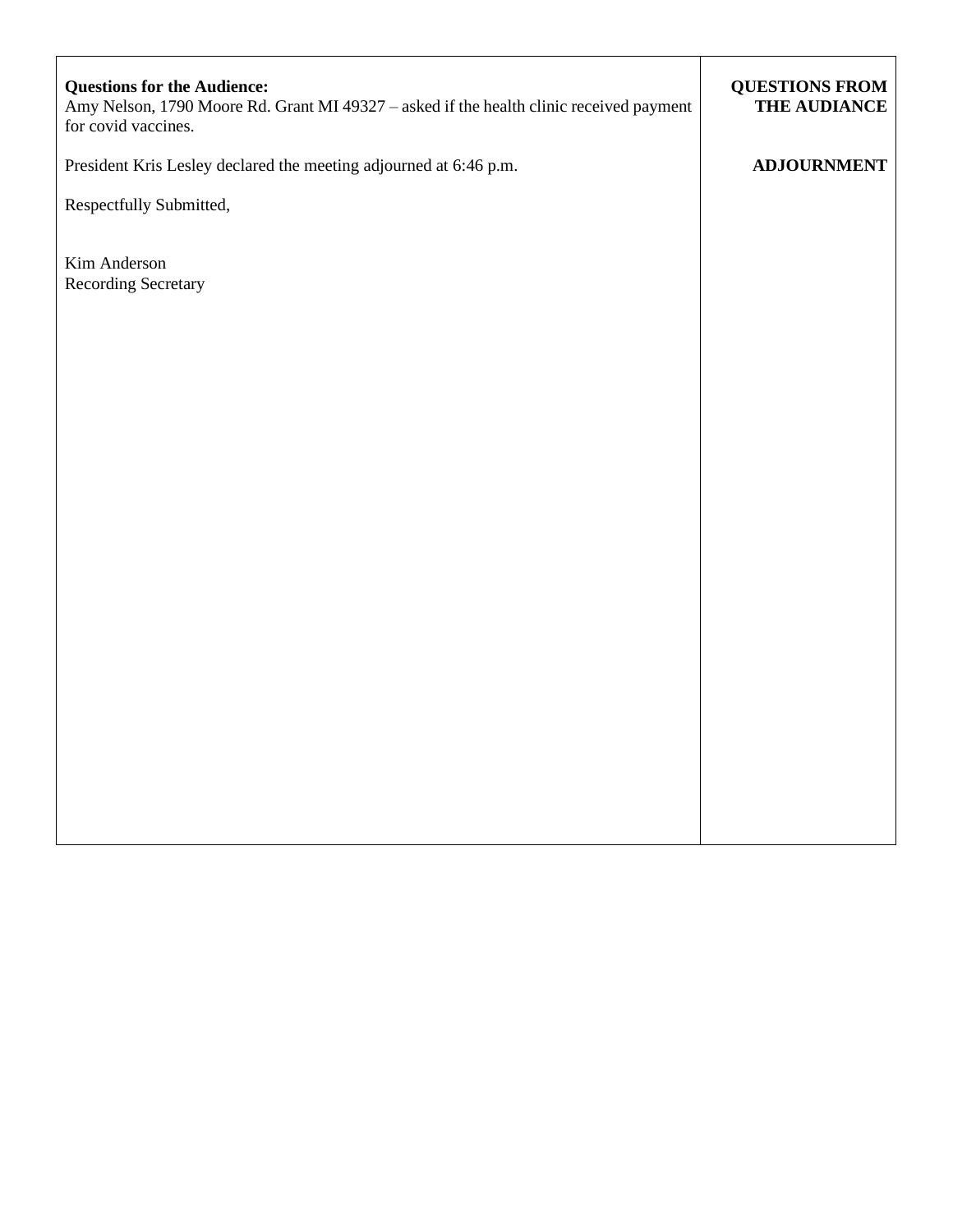| | |
|---|---|
| **Questions for the Audience:**<br>Amy Nelson, 1790 Moore Rd. Grant MI 49327 – asked if the health clinic received payment for covid vaccines. | **QUESTIONS FROM THE AUDIANCE** |
| President Kris Lesley declared the meeting adjourned at 6:46 p.m.<br><br>Respectfully Submitted,<br><br><br>Kim Anderson<br>Recording Secretary | **ADJOURNMENT** |